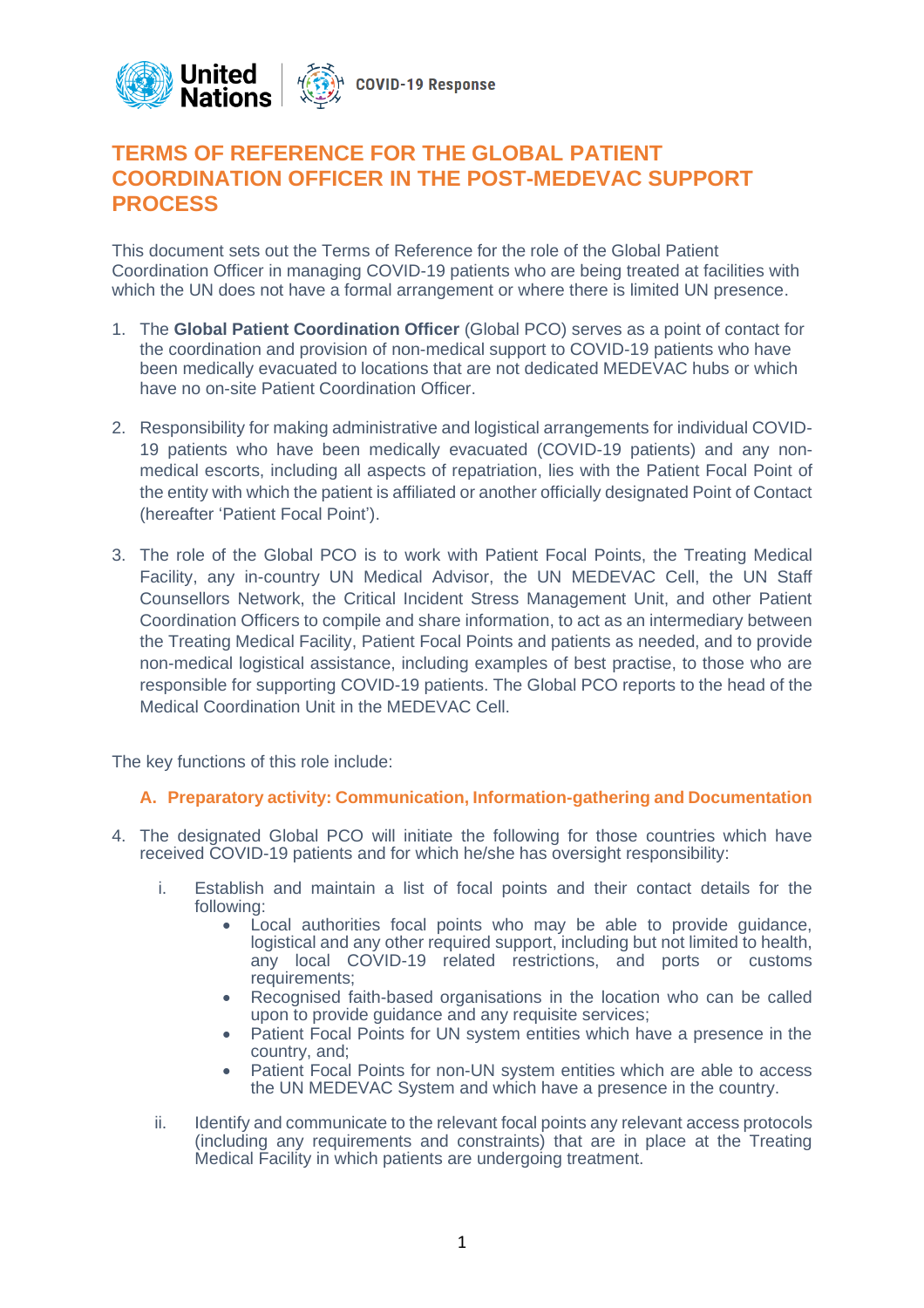# TERMS OF REFERENCE FOR THE GLOBAL PATIENT COORDINATION OFFICER IN THE POST-MEDEVAC SUPPORT PROCESS

This document sets out the Terms of Reference for the role of the Global Patient Coordination Officer in managing COVID-19 patients who are being treated at facilities with which the UN does not have a formal arrangement or where there is limited UN presence.

1. The **Global Patient Coordination Officer** (Global PCO) serves as a point of contact for the coordination and provision of non-medical support to COVID-19 patients who have been medically evacuated to locations that are not dedicated MEDEVAC hubs or which have no on-site Patient Coordination Officer.

2. Responsibility for making administrative and logistical arrangements for individual COVID-19 patients who have been medically evacuated (COVID-19 patients) and any non-medical escorts, including all aspects of repatriation, lies with the Patient Focal Point of the entity with which the patient is affiliated or another officially designated Point of Contact (hereafter 'Patient Focal Point').

3. The role of the Global PCO is to work with Patient Focal Points, the Treating Medical Facility, any in-country UN Medical Advisor, the UN MEDEVAC Cell, the UN Staff Counsellors Network, the Critical Incident Stress Management Unit, and other Patient Coordination Officers to compile and share information, to act as an intermediary between the Treating Medical Facility, Patient Focal Points and patients as needed, and to provide non-medical logistical assistance, including examples of best practise, to those who are responsible for supporting COVID-19 patients. The Global PCO reports to the head of the Medical Coordination Unit in the MEDEVAC Cell.

The key functions of this role include:

## A. Preparatory activity: Communication, Information-gathering and Documentation

4. The designated Global PCO will initiate the following for those countries which have received COVID-19 patients and for which he/she has oversight responsibility:

   i. Establish and maintain a list of focal points and their contact details for the following:
      - Local authorities focal points who may be able to provide guidance, logistical and any other required support, including but not limited to health, any local COVID-19 related restrictions, and ports or customs requirements;
      - Recognised faith-based organisations in the location who can be called upon to provide guidance and any requisite services;
      - Patient Focal Points for UN system entities which have a presence in the country, and;
      - Patient Focal Points for non-UN system entities which are able to access the UN MEDEVAC System and which have a presence in the country.

   ii. Identify and communicate to the relevant focal points any relevant access protocols (including any requirements and constraints) that are in place at the Treating Medical Facility in which patients are undergoing treatment.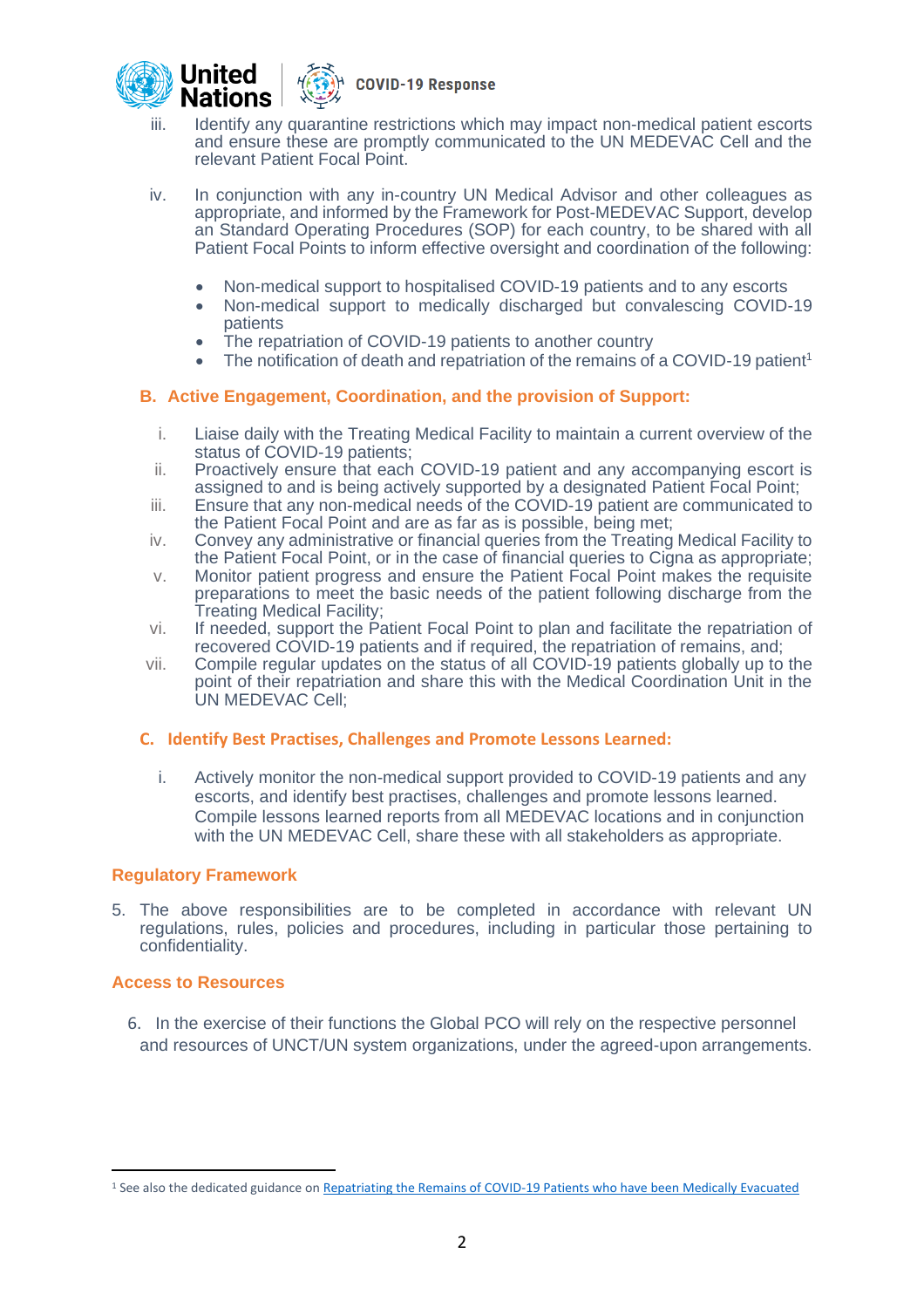iii. Identify any quarantine restrictions which may impact non-medical patient escorts and ensure these are promptly communicated to the UN MEDEVAC Cell and the relevant Patient Focal Point.

iv. In conjunction with any in-country UN Medical Advisor and other colleagues as appropriate, and informed by the Framework for Post-MEDEVAC Support, develop an Standard Operating Procedures (SOP) for each country, to be shared with all Patient Focal Points to inform effective oversight and coordination of the following:

- Non-medical support to hospitalised COVID-19 patients and to any escorts
- Non-medical support to medically discharged but convalescing COVID-19 patients
- The repatriation of COVID-19 patients to another country
- The notification of death and repatriation of the remains of a COVID-19 patient[1]

### B. Active Engagement, Coordination, and the provision of Support:

i. Liaise daily with the Treating Medical Facility to maintain a current overview of the status of COVID-19 patients;
ii. Proactively ensure that each COVID-19 patient and any accompanying escort is assigned to and is being actively supported by a designated Patient Focal Point;
iii. Ensure that any non-medical needs of the COVID-19 patient are communicated to the Patient Focal Point and are as far as is possible, being met;
iv. Convey any administrative or financial queries from the Treating Medical Facility to the Patient Focal Point, or in the case of financial queries to Cigna as appropriate;
v. Monitor patient progress and ensure the Patient Focal Point makes the requisite preparations to meet the basic needs of the patient following discharge from the Treating Medical Facility;
vi. If needed, support the Patient Focal Point to plan and facilitate the repatriation of recovered COVID-19 patients and if required, the repatriation of remains, and;
vii. Compile regular updates on the status of all COVID-19 patients globally up to the point of their repatriation and share this with the Medical Coordination Unit in the UN MEDEVAC Cell;

### C. Identify Best Practises, Challenges and Promote Lessons Learned:

i. Actively monitor the non-medical support provided to COVID-19 patients and any escorts, and identify best practises, challenges and promote lessons learned. Compile lessons learned reports from all MEDEVAC locations and in conjunction with the UN MEDEVAC Cell, share these with all stakeholders as appropriate.

## Regulatory Framework

5. The above responsibilities are to be completed in accordance with relevant UN regulations, rules, policies and procedures, including in particular those pertaining to confidentiality.

## Access to Resources

6. In the exercise of their functions the Global PCO will rely on the respective personnel and resources of UNCT/UN system organizations, under the agreed-upon arrangements.

---

[1] See also the dedicated guidance on [Repatriating the Remains of COVID-19 Patients who have been Medically Evacuated]()